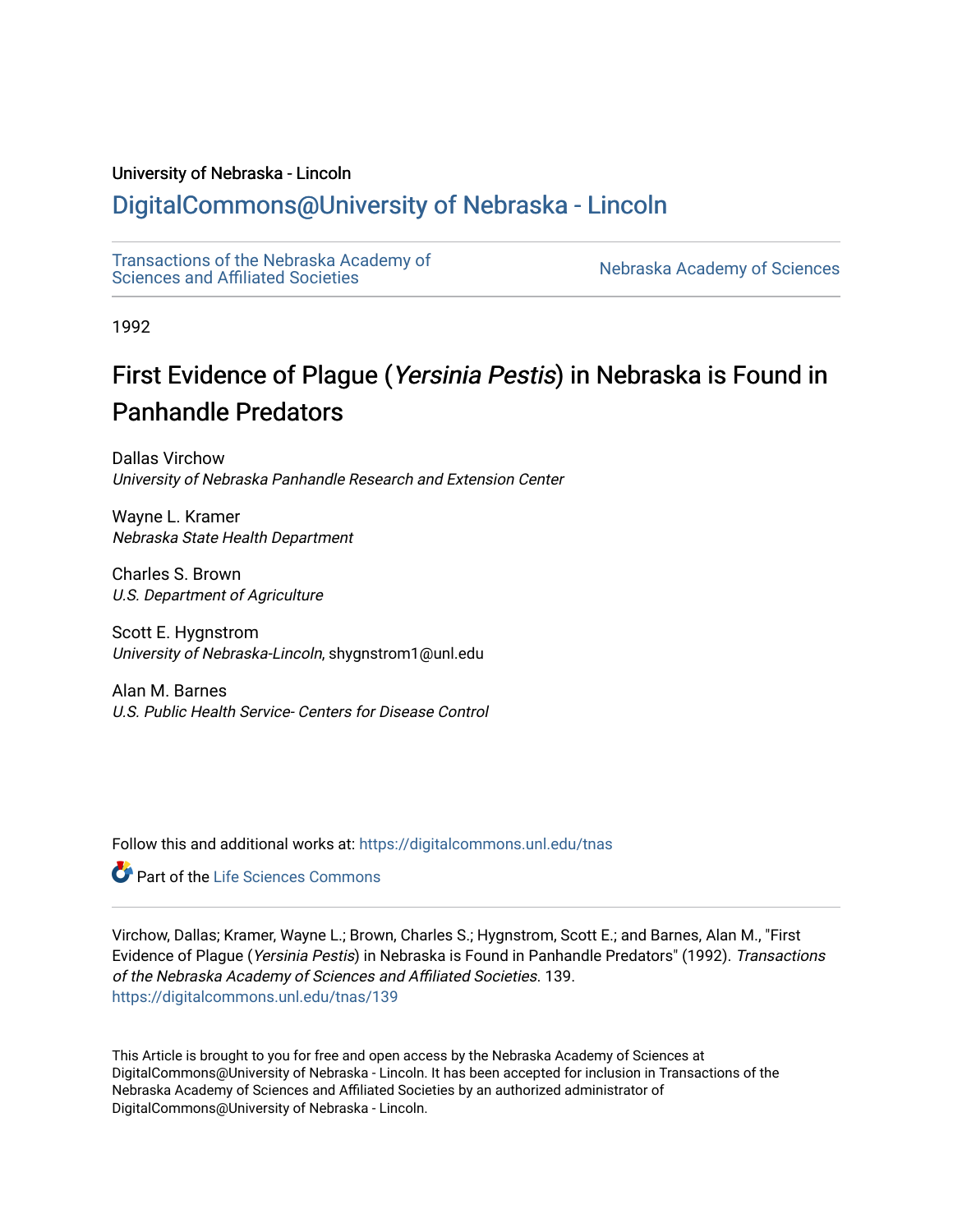University of Nebraska - Lincoln

## DigitalCommons@University of Nebraska - Lincoln

Transactions of the Nebraska Academy of Sciences and Affiliated Societies

Nebraska Academy of Sciences

1992

# First Evidence of Plague (*Yersinia Pestis*) in Nebraska is Found in Panhandle Predators

Dallas Virchow
*University of Nebraska Panhandle Research and Extension Center*

Wayne L. Kramer
*Nebraska State Health Department*

Charles S. Brown
*U.S. Department of Agriculture*

Scott E. Hygnstrom
*University of Nebraska-Lincoln*, shygnstrom1@unl.edu

Alan M. Barnes
*U.S. Public Health Service- Centers for Disease Control*

Follow this and additional works at: https://digitalcommons.unl.edu/tnas

Part of the Life Sciences Commons

Virchow, Dallas; Kramer, Wayne L.; Brown, Charles S.; Hygnstrom, Scott E.; and Barnes, Alan M., "First Evidence of Plague (*Yersinia Pestis*) in Nebraska is Found in Panhandle Predators" (1992). *Transactions of the Nebraska Academy of Sciences and Affiliated Societies*. 139.
https://digitalcommons.unl.edu/tnas/139

This Article is brought to you for free and open access by the Nebraska Academy of Sciences at DigitalCommons@University of Nebraska - Lincoln. It has been accepted for inclusion in Transactions of the Nebraska Academy of Sciences and Affiliated Societies by an authorized administrator of DigitalCommons@University of Nebraska - Lincoln.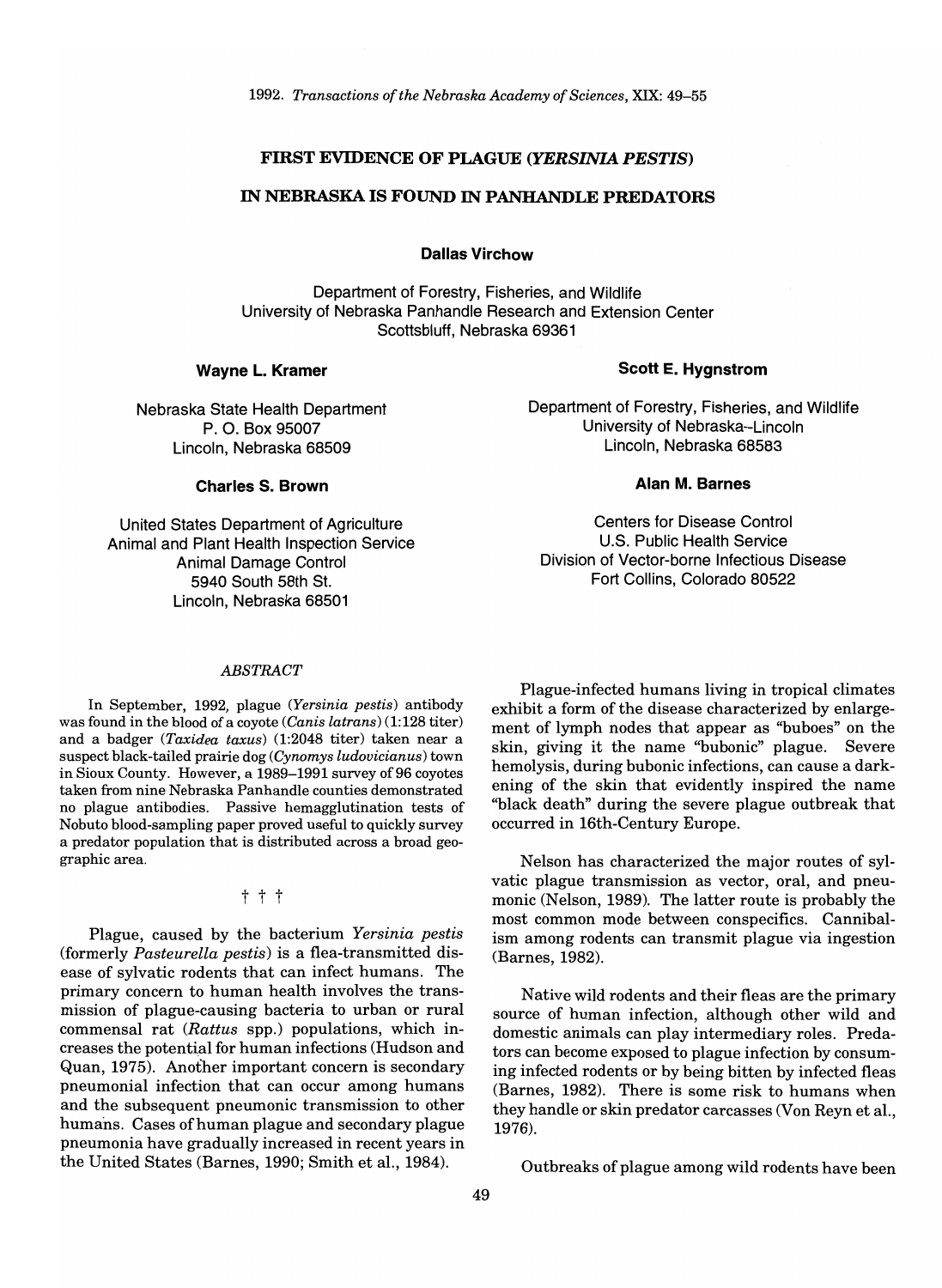# FIRST EVIDENCE OF PLAGUE (*YERSINIA PESTIS*) IN NEBRASKA IS FOUND IN PANHANDLE PREDATORS

**Dallas Virchow**

Department of Forestry, Fisheries, and Wildlife
University of Nebraska Panhandle Research and Extension Center
Scottsbluff, Nebraska 69361

**Wayne L. Kramer**

Nebraska State Health Department
P. O. Box 95007
Lincoln, Nebraska 68509

**Scott E. Hygnstrom**

Department of Forestry, Fisheries, and Wildlife
University of Nebraska–Lincoln
Lincoln, Nebraska 68583

**Charles S. Brown**

United States Department of Agriculture
Animal and Plant Health Inspection Service
Animal Damage Control
5940 South 58th St.
Lincoln, Nebraska 68501

**Alan M. Barnes**

Centers for Disease Control
U.S. Public Health Service
Division of Vector-borne Infectious Disease
Fort Collins, Colorado 80522

## *ABSTRACT*

In September, 1992, plague (*Yersinia pestis*) antibody was found in the blood of a coyote (*Canis latrans*) (1:128 titer) and a badger (*Taxidea taxus*) (1:2048 titer) taken near a suspect black-tailed prairie dog (*Cynomys ludovicianus*) town in Sioux County. However, a 1989–1991 survey of 96 coyotes taken from nine Nebraska Panhandle counties demonstrated no plague antibodies. Passive hemagglutination tests of Nobuto blood-sampling paper proved useful to quickly survey a predator population that is distributed across a broad geographic area.

† † †

Plague, caused by the bacterium *Yersinia pestis* (formerly *Pasteurella pestis*) is a flea-transmitted disease of sylvatic rodents that can infect humans. The primary concern to human health involves the transmission of plague-causing bacteria to urban or rural commensal rat (*Rattus* spp.) populations, which increases the potential for human infections (Hudson and Quan, 1975). Another important concern is secondary pneumonial infection that can occur among humans and the subsequent pneumonic transmission to other humans. Cases of human plague and secondary plague pneumonia have gradually increased in recent years in the United States (Barnes, 1990; Smith et al., 1984).

Plague-infected humans living in tropical climates exhibit a form of the disease characterized by enlargement of lymph nodes that appear as "buboes" on the skin, giving it the name "bubonic" plague. Severe hemolysis, during bubonic infections, can cause a darkening of the skin that evidently inspired the name "black death" during the severe plague outbreak that occurred in 16th-Century Europe.

Nelson has characterized the major routes of sylvatic plague transmission as vector, oral, and pneumonic (Nelson, 1989). The latter route is probably the most common mode between conspecifics. Cannibalism among rodents can transmit plague via ingestion (Barnes, 1982).

Native wild rodents and their fleas are the primary source of human infection, although other wild and domestic animals can play intermediary roles. Predators can become exposed to plague infection by consuming infected rodents or by being bitten by infected fleas (Barnes, 1982). There is some risk to humans when they handle or skin predator carcasses (Von Reyn et al., 1976).

Outbreaks of plague among wild rodents have been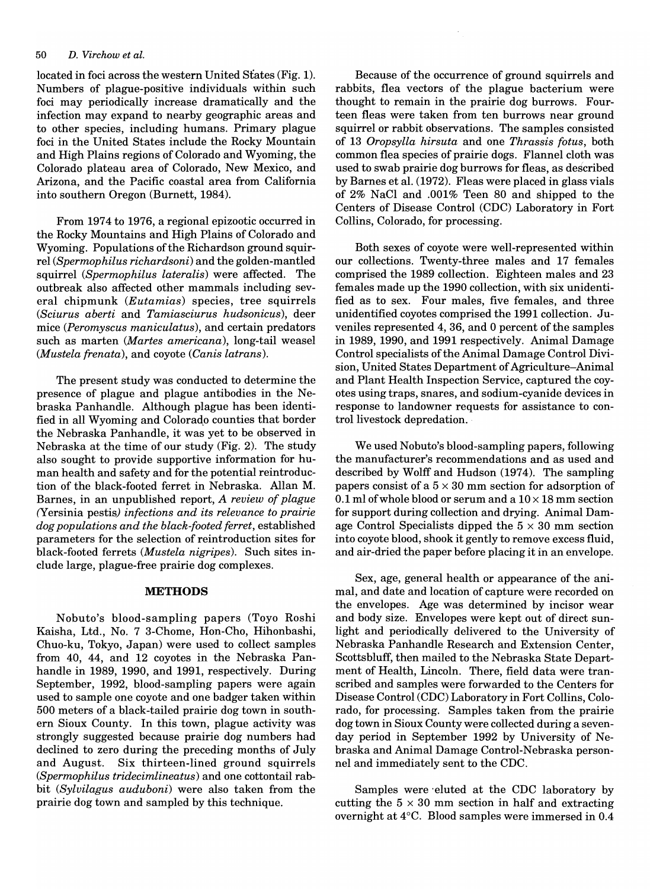located in foci across the western United States (Fig. 1). Numbers of plague-positive individuals within such foci may periodically increase dramatically and the infection may expand to nearby geographic areas and to other species, including humans. Primary plague foci in the United States include the Rocky Mountain and High Plains regions of Colorado and Wyoming, the Colorado plateau area of Colorado, New Mexico, and Arizona, and the Pacific coastal area from California into southern Oregon (Burnett, 1984).

From 1974 to 1976, a regional epizootic occurred in the Rocky Mountains and High Plains of Colorado and Wyoming. Populations of the Richardson ground squirrel (*Spermophilus richardsoni*) and the golden-mantled squirrel (*Spermophilus lateralis*) were affected. The outbreak also affected other mammals including several chipmunk (*Eutamias*) species, tree squirrels (*Sciurus aberti* and *Tamiasciurus hudsonicus*), deer mice (*Peromyscus maniculatus*), and certain predators such as marten (*Martes americana*), long-tail weasel (*Mustela frenata*), and coyote (*Canis latrans*).

The present study was conducted to determine the presence of plague and plague antibodies in the Nebraska Panhandle. Although plague has been identified in all Wyoming and Colorado counties that border the Nebraska Panhandle, it was yet to be observed in Nebraska at the time of our study (Fig. 2). The study also sought to provide supportive information for human health and safety and for the potential reintroduction of the black-footed ferret in Nebraska. Allan M. Barnes, in an unpublished report, *A review of plague (*Yersinia pestis*) infections and its relevance to prairie dog populations and the black-footed ferret*, established parameters for the selection of reintroduction sites for black-footed ferrets (*Mustela nigripes*). Such sites include large, plague-free prairie dog complexes.

## METHODS

Nobuto's blood-sampling papers (Toyo Roshi Kaisha, Ltd., No. 7 3-Chome, Hon-Cho, Hihonbashi, Chuo-ku, Tokyo, Japan) were used to collect samples from 40, 44, and 12 coyotes in the Nebraska Panhandle in 1989, 1990, and 1991, respectively. During September, 1992, blood-sampling papers were again used to sample one coyote and one badger taken within 500 meters of a black-tailed prairie dog town in southern Sioux County. In this town, plague activity was strongly suggested because prairie dog numbers had declined to zero during the preceding months of July and August. Six thirteen-lined ground squirrels (*Spermophilus tridecimlineatus*) and one cottontail rabbit (*Sylvilagus auduboni*) were also taken from the prairie dog town and sampled by this technique.

Because of the occurrence of ground squirrels and rabbits, flea vectors of the plague bacterium were thought to remain in the prairie dog burrows. Fourteen fleas were taken from ten burrows near ground squirrel or rabbit observations. The samples consisted of 13 *Oropsylla hirsuta* and one *Thrassis fotus*, both common flea species of prairie dogs. Flannel cloth was used to swab prairie dog burrows for fleas, as described by Barnes et al. (1972). Fleas were placed in glass vials of 2% NaCl and .001% Teen 80 and shipped to the Centers of Disease Control (CDC) Laboratory in Fort Collins, Colorado, for processing.

Both sexes of coyote were well-represented within our collections. Twenty-three males and 17 females comprised the 1989 collection. Eighteen males and 23 females made up the 1990 collection, with six unidentified as to sex. Four males, five females, and three unidentified coyotes comprised the 1991 collection. Juveniles represented 4, 36, and 0 percent of the samples in 1989, 1990, and 1991 respectively. Animal Damage Control specialists of the Animal Damage Control Division, United States Department of Agriculture–Animal and Plant Health Inspection Service, captured the coyotes using traps, snares, and sodium-cyanide devices in response to landowner requests for assistance to control livestock depredation.

We used Nobuto's blood-sampling papers, following the manufacturer's recommendations and as used and described by Wolff and Hudson (1974). The sampling papers consist of a $5 \times 30$ mm section for adsorption of 0.1 ml of whole blood or serum and a $10 \times 18$ mm section for support during collection and drying. Animal Damage Control Specialists dipped the $5 \times 30$ mm section into coyote blood, shook it gently to remove excess fluid, and air-dried the paper before placing it in an envelope.

Sex, age, general health or appearance of the animal, and date and location of capture were recorded on the envelopes. Age was determined by incisor wear and body size. Envelopes were kept out of direct sunlight and periodically delivered to the University of Nebraska Panhandle Research and Extension Center, Scottsbluff, then mailed to the Nebraska State Department of Health, Lincoln. There, field data were transcribed and samples were forwarded to the Centers for Disease Control (CDC) Laboratory in Fort Collins, Colorado, for processing. Samples taken from the prairie dog town in Sioux County were collected during a seven-day period in September 1992 by University of Nebraska and Animal Damage Control-Nebraska personnel and immediately sent to the CDC.

Samples were eluted at the CDC laboratory by cutting the $5 \times 30$ mm section in half and extracting overnight at 4°C. Blood samples were immersed in 0.4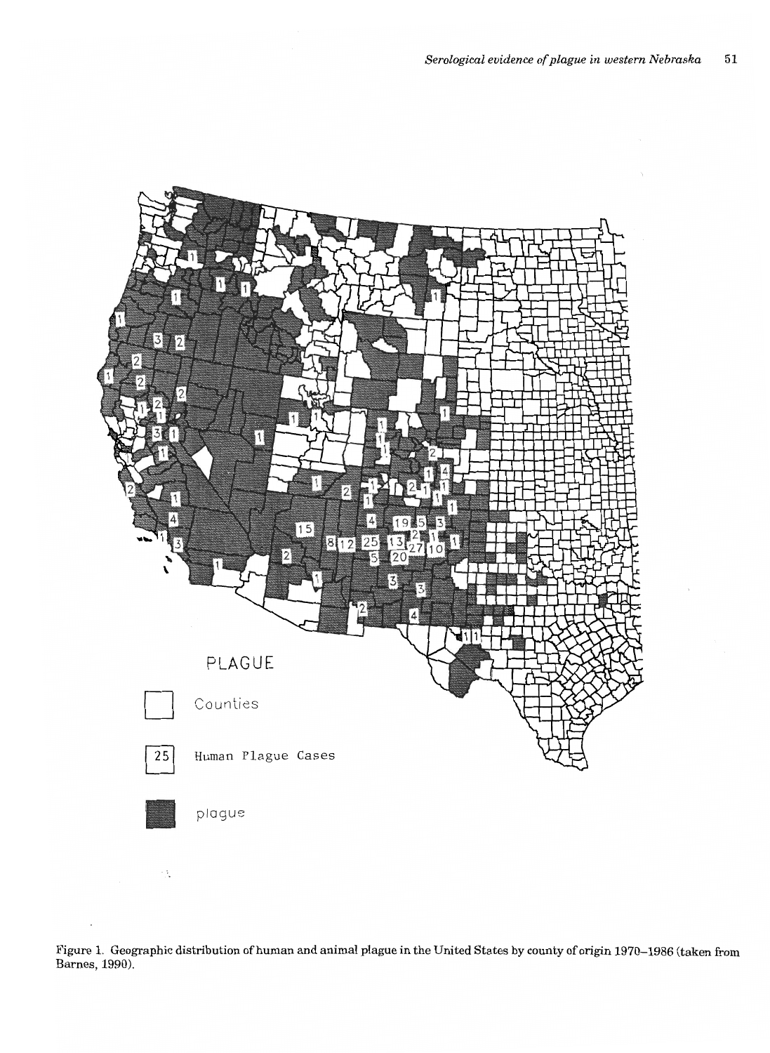Figure 1. Geographic distribution of human and animal plague in the United States by county of origin 1970–1986 (taken from Barnes, 1990).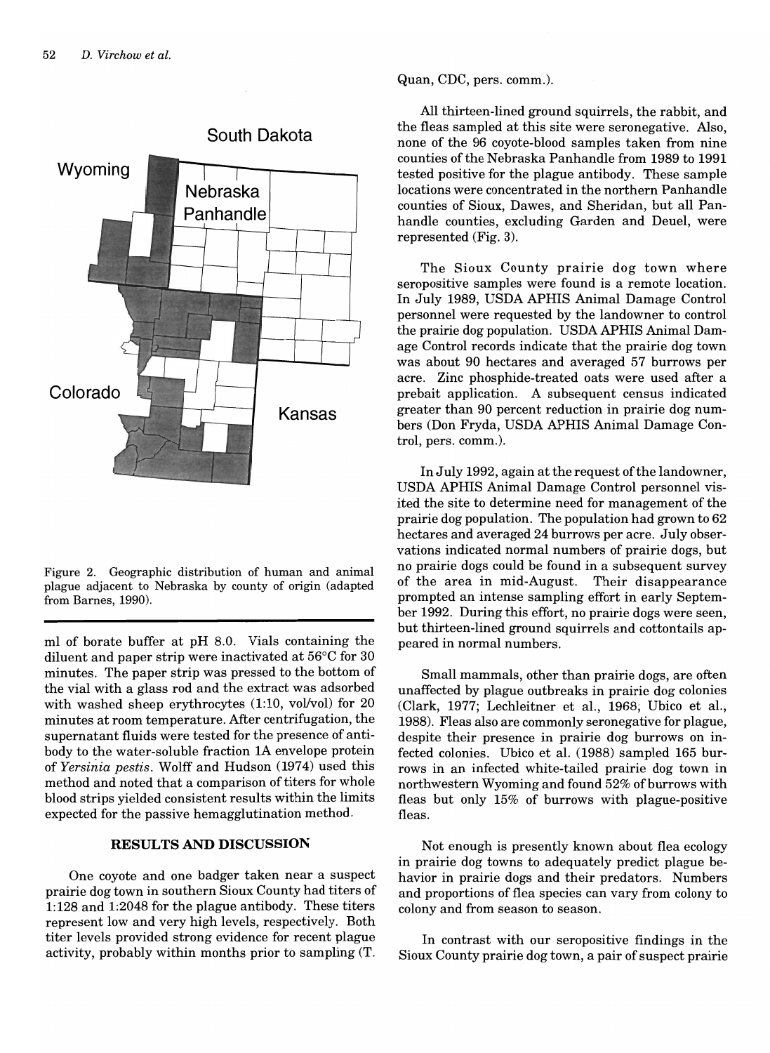Figure 2. Geographic distribution of human and animal plague adjacent to Nebraska by county of origin (adapted from Barnes, 1990).

ml of borate buffer at pH 8.0. Vials containing the diluent and paper strip were inactivated at 56°C for 30 minutes. The paper strip was pressed to the bottom of the vial with a glass rod and the extract was adsorbed with washed sheep erythrocytes (1:10, vol/vol) for 20 minutes at room temperature. After centrifugation, the supernatant fluids were tested for the presence of antibody to the water-soluble fraction 1A envelope protein of *Yersinia pestis*. Wolff and Hudson (1974) used this method and noted that a comparison of titers for whole blood strips yielded consistent results within the limits expected for the passive hemagglutination method.

## RESULTS AND DISCUSSION

One coyote and one badger taken near a suspect prairie dog town in southern Sioux County had titers of 1:128 and 1:2048 for the plague antibody. These titers represent low and very high levels, respectively. Both titer levels provided strong evidence for recent plague activity, probably within months prior to sampling (T. Quan, CDC, pers. comm.).

All thirteen-lined ground squirrels, the rabbit, and the fleas sampled at this site were seronegative. Also, none of the 96 coyote-blood samples taken from nine counties of the Nebraska Panhandle from 1989 to 1991 tested positive for the plague antibody. These sample locations were concentrated in the northern Panhandle counties of Sioux, Dawes, and Sheridan, but all Panhandle counties, excluding Garden and Deuel, were represented (Fig. 3).

The Sioux County prairie dog town where seropositive samples were found is a remote location. In July 1989, USDA APHIS Animal Damage Control personnel were requested by the landowner to control the prairie dog population. USDA APHIS Animal Damage Control records indicate that the prairie dog town was about 90 hectares and averaged 57 burrows per acre. Zinc phosphide-treated oats were used after a prebait application. A subsequent census indicated greater than 90 percent reduction in prairie dog numbers (Don Fryda, USDA APHIS Animal Damage Control, pers. comm.).

In July 1992, again at the request of the landowner, USDA APHIS Animal Damage Control personnel visited the site to determine need for management of the prairie dog population. The population had grown to 62 hectares and averaged 24 burrows per acre. July observations indicated normal numbers of prairie dogs, but no prairie dogs could be found in a subsequent survey of the area in mid-August. Their disappearance prompted an intense sampling effort in early September 1992. During this effort, no prairie dogs were seen, but thirteen-lined ground squirrels and cottontails appeared in normal numbers.

Small mammals, other than prairie dogs, are often unaffected by plague outbreaks in prairie dog colonies (Clark, 1977; Lechleitner et al., 1968; Ubico et al., 1988). Fleas also are commonly seronegative for plague, despite their presence in prairie dog burrows on infected colonies. Ubico et al. (1988) sampled 165 burrows in an infected white-tailed prairie dog town in northwestern Wyoming and found 52% of burrows with fleas but only 15% of burrows with plague-positive fleas.

Not enough is presently known about flea ecology in prairie dog towns to adequately predict plague behavior in prairie dogs and their predators. Numbers and proportions of flea species can vary from colony to colony and from season to season.

In contrast with our seropositive findings in the Sioux County prairie dog town, a pair of suspect prairie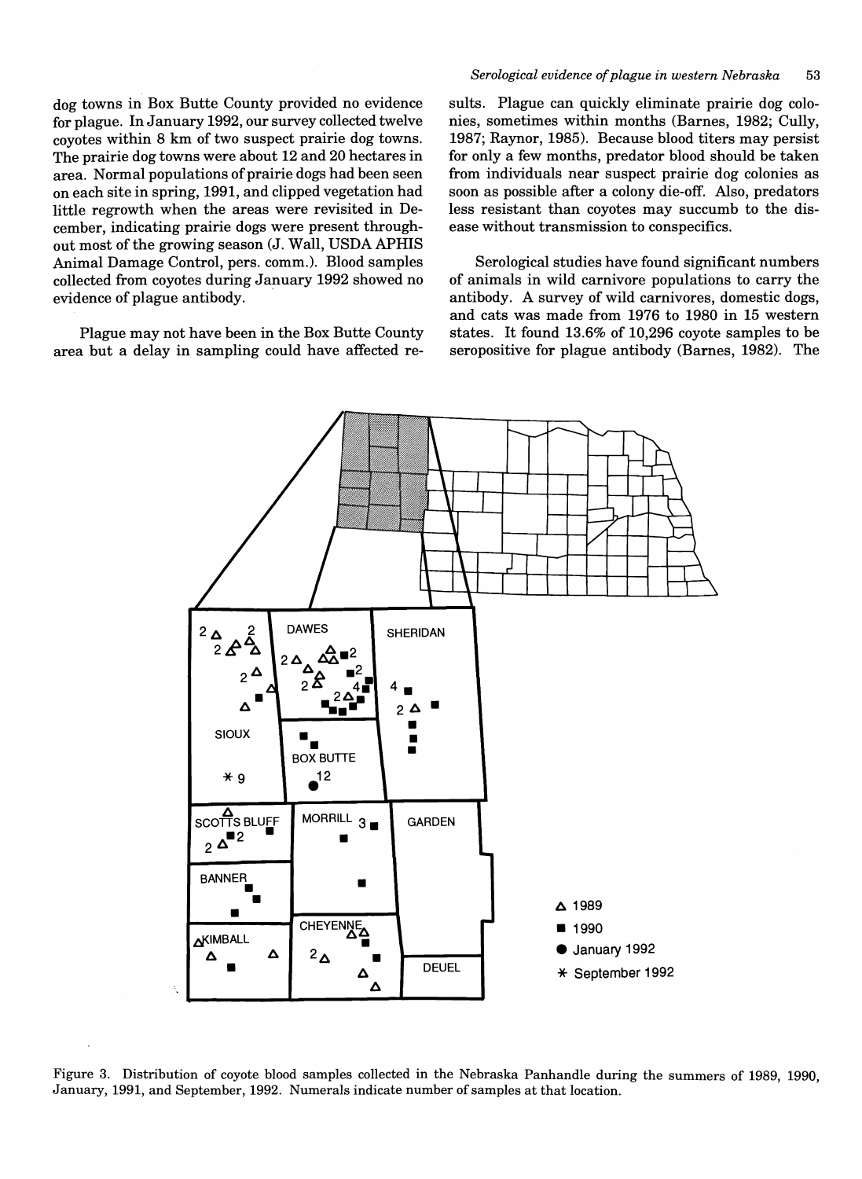dog towns in Box Butte County provided no evidence for plague. In January 1992, our survey collected twelve coyotes within 8 km of two suspect prairie dog towns. The prairie dog towns were about 12 and 20 hectares in area. Normal populations of prairie dogs had been seen on each site in spring, 1991, and clipped vegetation had little regrowth when the areas were revisited in December, indicating prairie dogs were present throughout most of the growing season (J. Wall, USDA APHIS Animal Damage Control, pers. comm.). Blood samples collected from coyotes during January 1992 showed no evidence of plague antibody.

Plague may not have been in the Box Butte County area but a delay in sampling could have affected results. Plague can quickly eliminate prairie dog colonies, sometimes within months (Barnes, 1982; Cully, 1987; Raynor, 1985). Because blood titers may persist for only a few months, predator blood should be taken from individuals near suspect prairie dog colonies as soon as possible after a colony die-off. Also, predators less resistant than coyotes may succumb to the disease without transmission to conspecifics.

Serological studies have found significant numbers of animals in wild carnivore populations to carry the antibody. A survey of wild carnivores, domestic dogs, and cats was made from 1976 to 1980 in 15 western states. It found 13.6% of 10,296 coyote samples to be seropositive for plague antibody (Barnes, 1982). The

Figure 3. Distribution of coyote blood samples collected in the Nebraska Panhandle during the summers of 1989, 1990, January, 1991, and September, 1992. Numerals indicate number of samples at that location.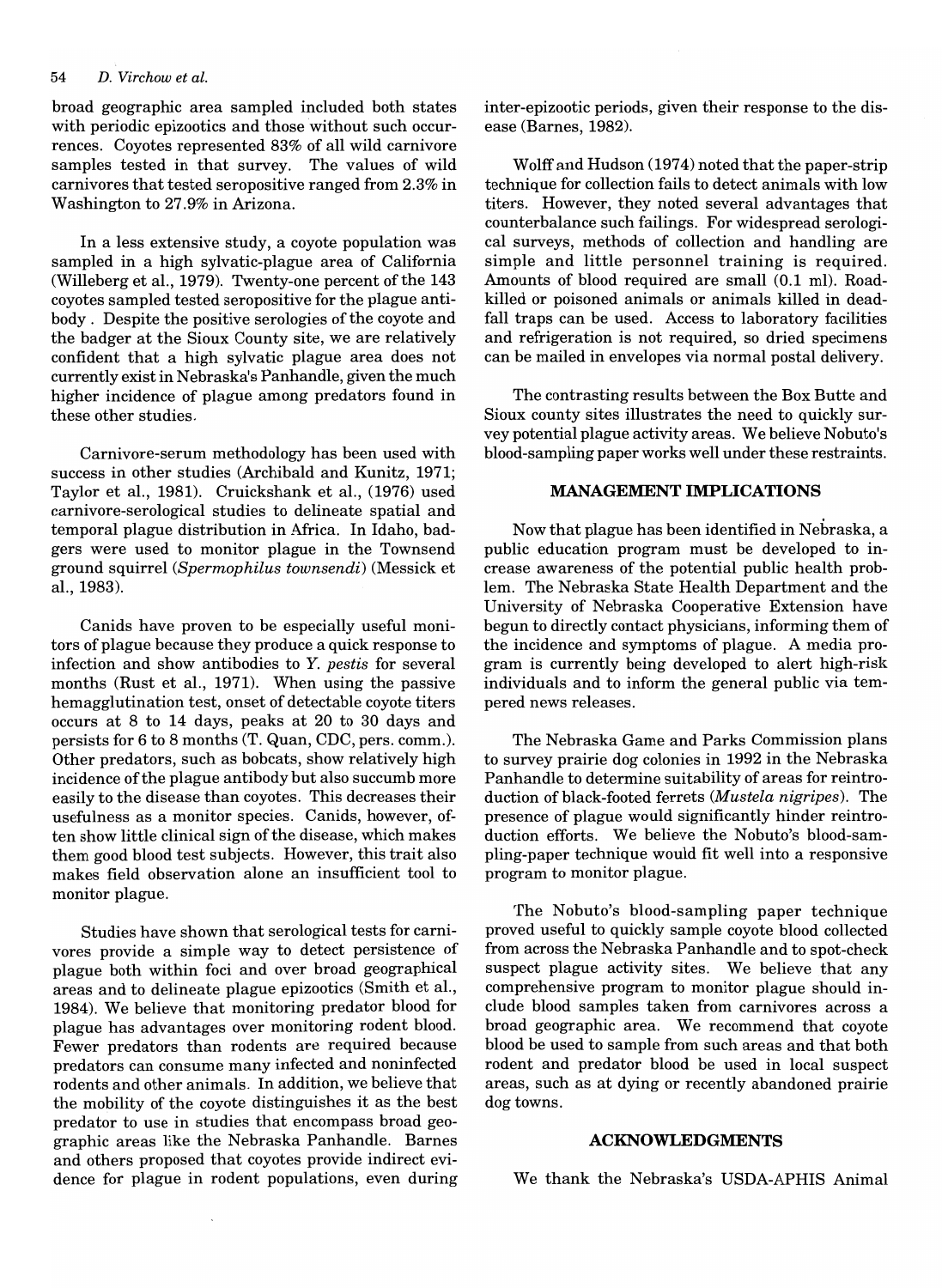broad geographic area sampled included both states with periodic epizootics and those without such occurrences. Coyotes represented 83% of all wild carnivore samples tested in that survey. The values of wild carnivores that tested seropositive ranged from 2.3% in Washington to 27.9% in Arizona.

In a less extensive study, a coyote population was sampled in a high sylvatic-plague area of California (Willeberg et al., 1979). Twenty-one percent of the 143 coyotes sampled tested seropositive for the plague antibody. Despite the positive serologies of the coyote and the badger at the Sioux County site, we are relatively confident that a high sylvatic plague area does not currently exist in Nebraska's Panhandle, given the much higher incidence of plague among predators found in these other studies.

Carnivore-serum methodology has been used with success in other studies (Archibald and Kunitz, 1971; Taylor et al., 1981). Cruickshank et al., (1976) used carnivore-serological studies to delineate spatial and temporal plague distribution in Africa. In Idaho, badgers were used to monitor plague in the Townsend ground squirrel (*Spermophilus townsendi*) (Messick et al., 1983).

Canids have proven to be especially useful monitors of plague because they produce a quick response to infection and show antibodies to *Y. pestis* for several months (Rust et al., 1971). When using the passive hemagglutination test, onset of detectable coyote titers occurs at 8 to 14 days, peaks at 20 to 30 days and persists for 6 to 8 months (T. Quan, CDC, pers. comm.). Other predators, such as bobcats, show relatively high incidence of the plague antibody but also succumb more easily to the disease than coyotes. This decreases their usefulness as a monitor species. Canids, however, often show little clinical sign of the disease, which makes them good blood test subjects. However, this trait also makes field observation alone an insufficient tool to monitor plague.

Studies have shown that serological tests for carnivores provide a simple way to detect persistence of plague both within foci and over broad geographical areas and to delineate plague epizootics (Smith et al., 1984). We believe that monitoring predator blood for plague has advantages over monitoring rodent blood. Fewer predators than rodents are required because predators can consume many infected and noninfected rodents and other animals. In addition, we believe that the mobility of the coyote distinguishes it as the best predator to use in studies that encompass broad geographic areas like the Nebraska Panhandle. Barnes and others proposed that coyotes provide indirect evidence for plague in rodent populations, even during inter-epizootic periods, given their response to the disease (Barnes, 1982).

Wolff and Hudson (1974) noted that the paper-strip technique for collection fails to detect animals with low titers. However, they noted several advantages that counterbalance such failings. For widespread serological surveys, methods of collection and handling are simple and little personnel training is required. Amounts of blood required are small (0.1 ml). Road-killed or poisoned animals or animals killed in dead-fall traps can be used. Access to laboratory facilities and refrigeration is not required, so dried specimens can be mailed in envelopes via normal postal delivery.

The contrasting results between the Box Butte and Sioux county sites illustrates the need to quickly survey potential plague activity areas. We believe Nobuto's blood-sampling paper works well under these restraints.

## MANAGEMENT IMPLICATIONS

Now that plague has been identified in Nebraska, a public education program must be developed to increase awareness of the potential public health problem. The Nebraska State Health Department and the University of Nebraska Cooperative Extension have begun to directly contact physicians, informing them of the incidence and symptoms of plague. A media program is currently being developed to alert high-risk individuals and to inform the general public via tempered news releases.

The Nebraska Game and Parks Commission plans to survey prairie dog colonies in 1992 in the Nebraska Panhandle to determine suitability of areas for reintroduction of black-footed ferrets (*Mustela nigripes*). The presence of plague would significantly hinder reintroduction efforts. We believe the Nobuto's blood-sampling-paper technique would fit well into a responsive program to monitor plague.

The Nobuto's blood-sampling paper technique proved useful to quickly sample coyote blood collected from across the Nebraska Panhandle and to spot-check suspect plague activity sites. We believe that any comprehensive program to monitor plague should include blood samples taken from carnivores across a broad geographic area. We recommend that coyote blood be used to sample from such areas and that both rodent and predator blood be used in local suspect areas, such as at dying or recently abandoned prairie dog towns.

## ACKNOWLEDGMENTS

We thank the Nebraska's USDA-APHIS Animal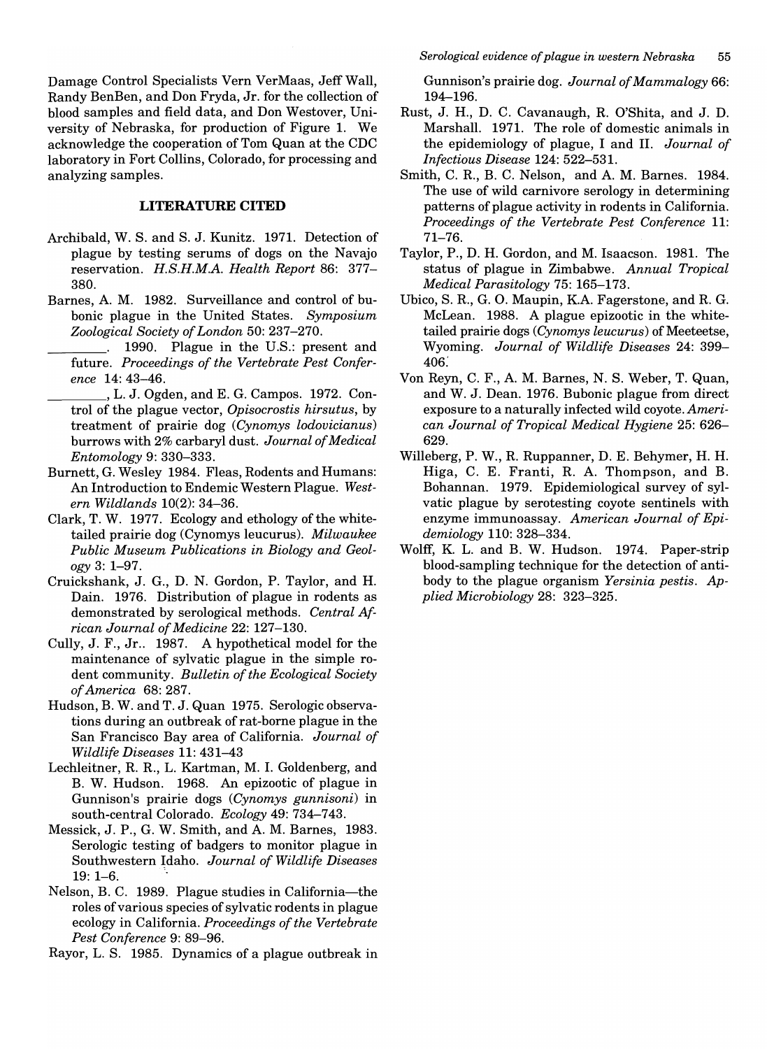Damage Control Specialists Vern VerMaas, Jeff Wall, Randy BenBen, and Don Fryda, Jr. for the collection of blood samples and field data, and Don Westover, University of Nebraska, for production of Figure 1. We acknowledge the cooperation of Tom Quan at the CDC laboratory in Fort Collins, Colorado, for processing and analyzing samples.

## LITERATURE CITED

Archibald, W. S. and S. J. Kunitz. 1971. Detection of plague by testing serums of dogs on the Navajo reservation. *H.S.H.M.A. Health Report* 86: 377–380.

Barnes, A. M. 1982. Surveillance and control of bubonic plague in the United States. *Symposium Zoological Society of London* 50: 237–270.

________. 1990. Plague in the U.S.: present and future. *Proceedings of the Vertebrate Pest Conference* 14: 43–46.

________, L. J. Ogden, and E. G. Campos. 1972. Control of the plague vector, *Opisocrostis hirsutus*, by treatment of prairie dog (*Cynomys lodovicianus*) burrows with 2% carbaryl dust. *Journal of Medical Entomology* 9: 330–333.

Burnett, G. Wesley 1984. Fleas, Rodents and Humans: An Introduction to Endemic Western Plague. *Western Wildlands* 10(2): 34–36.

Clark, T. W. 1977. Ecology and ethology of the white-tailed prairie dog (Cynomys leucurus). *Milwaukee Public Museum Publications in Biology and Geology* 3: 1–97.

Cruickshank, J. G., D. N. Gordon, P. Taylor, and H. Dain. 1976. Distribution of plague in rodents as demonstrated by serological methods. *Central African Journal of Medicine* 22: 127–130.

Cully, J. F., Jr.. 1987. A hypothetical model for the maintenance of sylvatic plague in the simple rodent community. *Bulletin of the Ecological Society of America* 68: 287.

Hudson, B. W. and T. J. Quan 1975. Serologic observations during an outbreak of rat-borne plague in the San Francisco Bay area of California. *Journal of Wildlife Diseases* 11: 431–43

Lechleitner, R. R., L. Kartman, M. I. Goldenberg, and B. W. Hudson. 1968. An epizootic of plague in Gunnison's prairie dogs (*Cynomys gunnisoni*) in south-central Colorado. *Ecology* 49: 734–743.

Messick, J. P., G. W. Smith, and A. M. Barnes, 1983. Serologic testing of badgers to monitor plague in Southwestern Idaho. *Journal of Wildlife Diseases* 19: 1–6.

Nelson, B. C. 1989. Plague studies in California—the roles of various species of sylvatic rodents in plague ecology in California. *Proceedings of the Vertebrate Pest Conference* 9: 89–96.

Rayor, L. S. 1985. Dynamics of a plague outbreak in Gunnison's prairie dog. *Journal of Mammalogy* 66: 194–196.

Rust, J. H., D. C. Cavanaugh, R. O'Shita, and J. D. Marshall. 1971. The role of domestic animals in the epidemiology of plague, I and II. *Journal of Infectious Disease* 124: 522–531.

Smith, C. R., B. C. Nelson, and A. M. Barnes. 1984. The use of wild carnivore serology in determining patterns of plague activity in rodents in California. *Proceedings of the Vertebrate Pest Conference* 11: 71–76.

Taylor, P., D. H. Gordon, and M. Isaacson. 1981. The status of plague in Zimbabwe. *Annual Tropical Medical Parasitology* 75: 165–173.

Ubico, S. R., G. O. Maupin, K.A. Fagerstone, and R. G. McLean. 1988. A plague epizootic in the white-tailed prairie dogs (*Cynomys leucurus*) of Meeteetse, Wyoming. *Journal of Wildlife Diseases* 24: 399–406.

Von Reyn, C. F., A. M. Barnes, N. S. Weber, T. Quan, and W. J. Dean. 1976. Bubonic plague from direct exposure to a naturally infected wild coyote. *American Journal of Tropical Medical Hygiene* 25: 626–629.

Willeberg, P. W., R. Ruppanner, D. E. Behymer, H. H. Higa, C. E. Franti, R. A. Thompson, and B. Bohannan. 1979. Epidemiological survey of sylvatic plague by serotesting coyote sentinels with enzyme immunoassay. *American Journal of Epidemiology* 110: 328–334.

Wolff, K. L. and B. W. Hudson. 1974. Paper-strip blood-sampling technique for the detection of antibody to the plague organism *Yersinia pestis*. *Applied Microbiology* 28: 323–325.